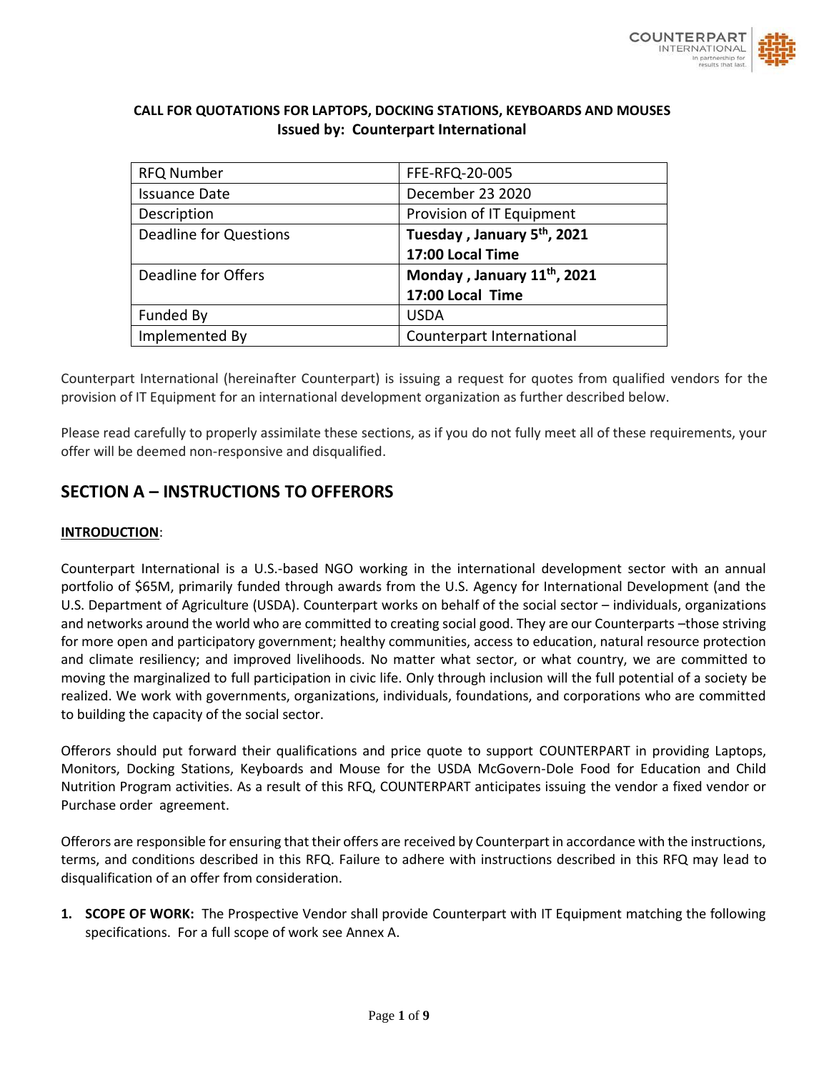**CALL FOR QUOTATIONS FOR LAPTOPS, DOCKING STATIONS, KEYBOARDS AND MOUSES**
**Issued by: Counterpart International**

| RFQ Number | FFE-RFQ-20-005 |
|---|---|
| Issuance Date | December 23 2020 |
| Description | Provision of IT Equipment |
| Deadline for Questions | **Tuesday , January 5th, 2021 17:00 Local Time** |
| Deadline for Offers | **Monday , January 11th, 2021 17:00 Local Time** |
| Funded By | USDA |
| Implemented By | Counterpart International |

Counterpart International (hereinafter Counterpart) is issuing a request for quotes from qualified vendors for the provision of IT Equipment for an international development organization as further described below.

Please read carefully to properly assimilate these sections, as if you do not fully meet all of these requirements, your offer will be deemed non-responsive and disqualified.

## SECTION A – INSTRUCTIONS TO OFFERORS

**INTRODUCTION**:

Counterpart International is a U.S.-based NGO working in the international development sector with an annual portfolio of $65M, primarily funded through awards from the U.S. Agency for International Development (and the U.S. Department of Agriculture (USDA). Counterpart works on behalf of the social sector – individuals, organizations and networks around the world who are committed to creating social good. They are our Counterparts –those striving for more open and participatory government; healthy communities, access to education, natural resource protection and climate resiliency; and improved livelihoods. No matter what sector, or what country, we are committed to moving the marginalized to full participation in civic life. Only through inclusion will the full potential of a society be realized. We work with governments, organizations, individuals, foundations, and corporations who are committed to building the capacity of the social sector.

Offerors should put forward their qualifications and price quote to support COUNTERPART in providing Laptops, Monitors, Docking Stations, Keyboards and Mouse for the USDA McGovern-Dole Food for Education and Child Nutrition Program activities. As a result of this RFQ, COUNTERPART anticipates issuing the vendor a fixed vendor or Purchase order agreement.

Offerors are responsible for ensuring that their offers are received by Counterpart in accordance with the instructions, terms, and conditions described in this RFQ. Failure to adhere with instructions described in this RFQ may lead to disqualification of an offer from consideration.

1. **SCOPE OF WORK:** The Prospective Vendor shall provide Counterpart with IT Equipment matching the following specifications. For a full scope of work see Annex A.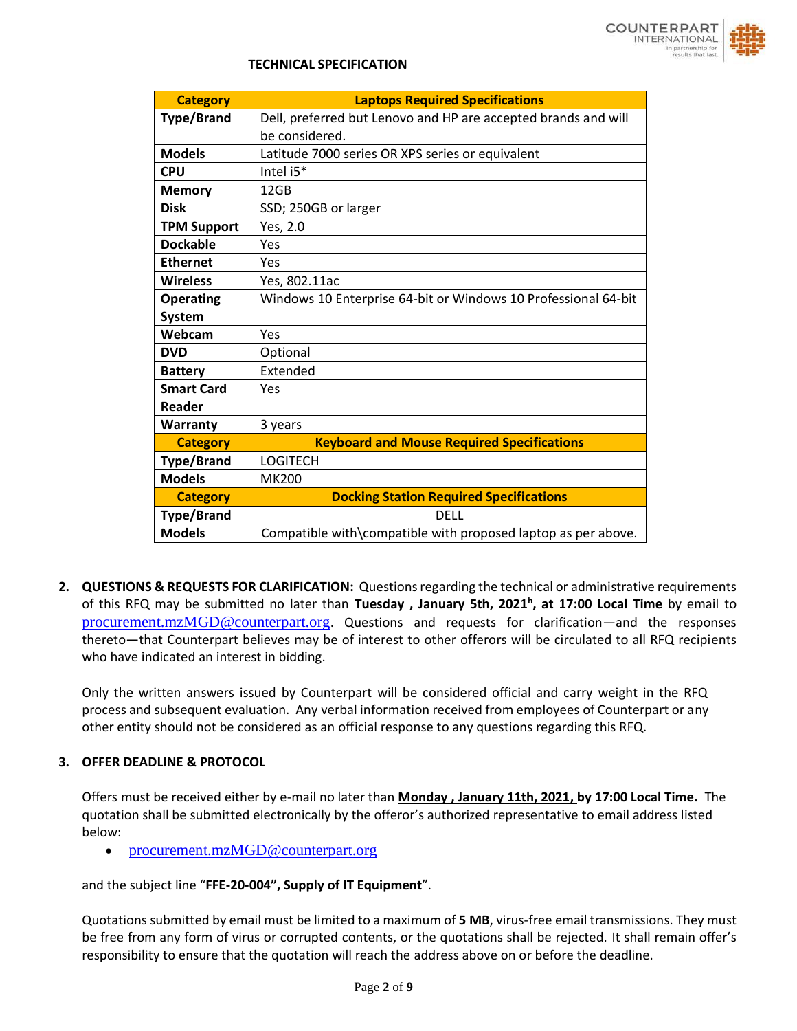**TECHNICAL SPECIFICATION**

| Category | Laptops Required Specifications |
|---|---|
| **Type/Brand** | Dell, preferred but Lenovo and HP are accepted brands and will be considered. |
| **Models** | Latitude 7000 series OR XPS series or equivalent |
| **CPU** | Intel i5* |
| **Memory** | 12GB |
| **Disk** | SSD; 250GB or larger |
| **TPM Support** | Yes, 2.0 |
| **Dockable** | Yes |
| **Ethernet** | Yes |
| **Wireless** | Yes, 802.11ac |
| **Operating System** | Windows 10 Enterprise 64-bit or Windows 10 Professional 64-bit |
| **Webcam** | Yes |
| **DVD** | Optional |
| **Battery** | Extended |
| **Smart Card Reader** | Yes |
| **Warranty** | 3 years |
| **Category** | **Keyboard and Mouse Required Specifications** |
| **Type/Brand** | LOGITECH |
| **Models** | MK200 |
| **Category** | **Docking Station Required Specifications** |
| **Type/Brand** | DELL |
| **Models** | Compatible with\compatible with proposed laptop as per above. |

2. **QUESTIONS & REQUESTS FOR CLARIFICATION:** Questions regarding the technical or administrative requirements of this RFQ may be submitted no later than **Tuesday , January 5th, 2021h, at 17:00 Local Time** by email to procurement.mzMGD@counterpart.org. Questions and requests for clarification—and the responses thereto—that Counterpart believes may be of interest to other offerors will be circulated to all RFQ recipients who have indicated an interest in bidding.

   Only the written answers issued by Counterpart will be considered official and carry weight in the RFQ process and subsequent evaluation. Any verbal information received from employees of Counterpart or any other entity should not be considered as an official response to any questions regarding this RFQ.

3. **OFFER DEADLINE & PROTOCOL**

   Offers must be received either by e-mail no later than **Monday , January 11th, 2021, by 17:00 Local Time.** The quotation shall be submitted electronically by the offeror's authorized representative to email address listed below:

   - procurement.mzMGD@counterpart.org

   and the subject line "**FFE-20-004", Supply of IT Equipment**".

   Quotations submitted by email must be limited to a maximum of **5 MB**, virus-free email transmissions. They must be free from any form of virus or corrupted contents, or the quotations shall be rejected. It shall remain offer's responsibility to ensure that the quotation will reach the address above on or before the deadline.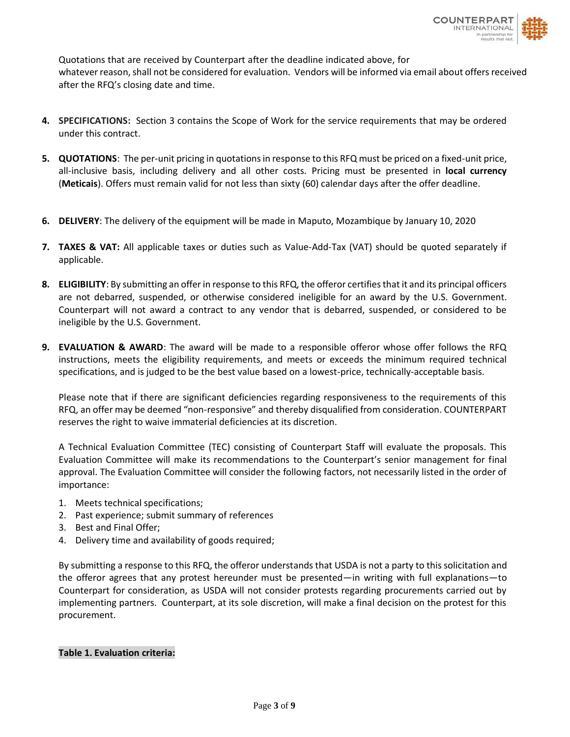Quotations that are received by Counterpart after the deadline indicated above, for whatever reason, shall not be considered for evaluation. Vendors will be informed via email about offers received after the RFQ's closing date and time.

4. **SPECIFICATIONS:** Section 3 contains the Scope of Work for the service requirements that may be ordered under this contract.

5. **QUOTATIONS**: The per-unit pricing in quotations in response to this RFQ must be priced on a fixed-unit price, all-inclusive basis, including delivery and all other costs. Pricing must be presented in **local currency** (**Meticais**). Offers must remain valid for not less than sixty (60) calendar days after the offer deadline.

6. **DELIVERY**: The delivery of the equipment will be made in Maputo, Mozambique by January 10, 2020

7. **TAXES & VAT:** All applicable taxes or duties such as Value-Add-Tax (VAT) should be quoted separately if applicable.

8. **ELIGIBILITY**: By submitting an offer in response to this RFQ, the offeror certifies that it and its principal officers are not debarred, suspended, or otherwise considered ineligible for an award by the U.S. Government. Counterpart will not award a contract to any vendor that is debarred, suspended, or considered to be ineligible by the U.S. Government.

9. **EVALUATION & AWARD**: The award will be made to a responsible offeror whose offer follows the RFQ instructions, meets the eligibility requirements, and meets or exceeds the minimum required technical specifications, and is judged to be the best value based on a lowest-price, technically-acceptable basis.

   Please note that if there are significant deficiencies regarding responsiveness to the requirements of this RFQ, an offer may be deemed "non-responsive" and thereby disqualified from consideration. COUNTERPART reserves the right to waive immaterial deficiencies at its discretion.

   A Technical Evaluation Committee (TEC) consisting of Counterpart Staff will evaluate the proposals. This Evaluation Committee will make its recommendations to the Counterpart's senior management for final approval. The Evaluation Committee will consider the following factors, not necessarily listed in the order of importance:

   1. Meets technical specifications;
   2. Past experience; submit summary of references
   3. Best and Final Offer;
   4. Delivery time and availability of goods required;

   By submitting a response to this RFQ, the offeror understands that USDA is not a party to this solicitation and the offeror agrees that any protest hereunder must be presented—in writing with full explanations—to Counterpart for consideration, as USDA will not consider protests regarding procurements carried out by implementing partners. Counterpart, at its sole discretion, will make a final decision on the protest for this procurement.

**Table 1. Evaluation criteria:**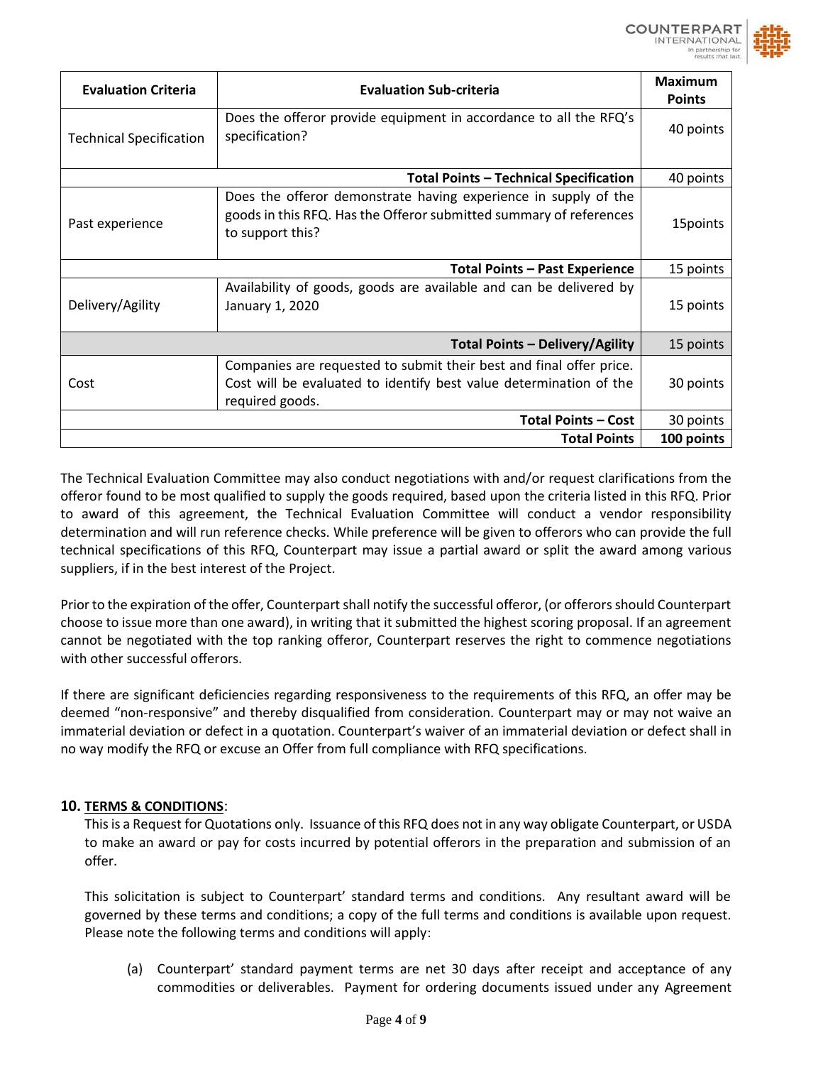| Evaluation Criteria | Evaluation Sub-criteria | Maximum Points |
|---|---|---|
| Technical Specification | Does the offeror provide equipment in accordance to all the RFQ's specification? | 40 points |
| | **Total Points – Technical Specification** | 40 points |
| Past experience | Does the offeror demonstrate having experience in supply of the goods in this RFQ. Has the Offeror submitted summary of references to support this? | 15points |
| | **Total Points – Past Experience** | 15 points |
| Delivery/Agility | Availability of goods, goods are available and can be delivered by January 1, 2020 | 15 points |
| | **Total Points – Delivery/Agility** | 15 points |
| Cost | Companies are requested to submit their best and final offer price. Cost will be evaluated to identify best value determination of the required goods. | 30 points |
| | **Total Points – Cost** | 30 points |
| | **Total Points** | **100 points** |

The Technical Evaluation Committee may also conduct negotiations with and/or request clarifications from the offeror found to be most qualified to supply the goods required, based upon the criteria listed in this RFQ. Prior to award of this agreement, the Technical Evaluation Committee will conduct a vendor responsibility determination and will run reference checks. While preference will be given to offerors who can provide the full technical specifications of this RFQ, Counterpart may issue a partial award or split the award among various suppliers, if in the best interest of the Project.

Prior to the expiration of the offer, Counterpart shall notify the successful offeror, (or offerors should Counterpart choose to issue more than one award), in writing that it submitted the highest scoring proposal. If an agreement cannot be negotiated with the top ranking offeror, Counterpart reserves the right to commence negotiations with other successful offerors.

If there are significant deficiencies regarding responsiveness to the requirements of this RFQ, an offer may be deemed "non-responsive" and thereby disqualified from consideration. Counterpart may or may not waive an immaterial deviation or defect in a quotation. Counterpart's waiver of an immaterial deviation or defect shall in no way modify the RFQ or excuse an Offer from full compliance with RFQ specifications.

## 10. TERMS & CONDITIONS:

This is a Request for Quotations only. Issuance of this RFQ does not in any way obligate Counterpart, or USDA to make an award or pay for costs incurred by potential offerors in the preparation and submission of an offer.

This solicitation is subject to Counterpart' standard terms and conditions. Any resultant award will be governed by these terms and conditions; a copy of the full terms and conditions is available upon request. Please note the following terms and conditions will apply:

(a) Counterpart' standard payment terms are net 30 days after receipt and acceptance of any commodities or deliverables. Payment for ordering documents issued under any Agreement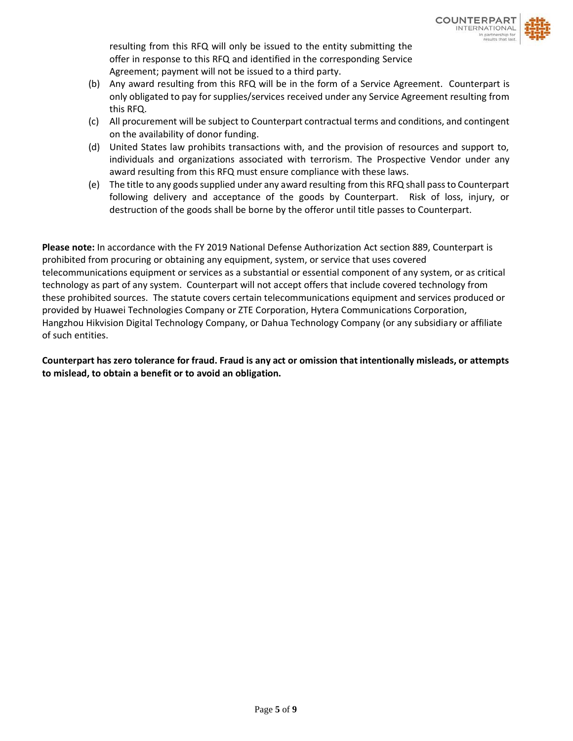resulting from this RFQ will only be issued to the entity submitting the offer in response to this RFQ and identified in the corresponding Service Agreement; payment will not be issued to a third party.

(b) Any award resulting from this RFQ will be in the form of a Service Agreement. Counterpart is only obligated to pay for supplies/services received under any Service Agreement resulting from this RFQ.

(c) All procurement will be subject to Counterpart contractual terms and conditions, and contingent on the availability of donor funding.

(d) United States law prohibits transactions with, and the provision of resources and support to, individuals and organizations associated with terrorism. The Prospective Vendor under any award resulting from this RFQ must ensure compliance with these laws.

(e) The title to any goods supplied under any award resulting from this RFQ shall pass to Counterpart following delivery and acceptance of the goods by Counterpart. Risk of loss, injury, or destruction of the goods shall be borne by the offeror until title passes to Counterpart.

**Please note:** In accordance with the FY 2019 National Defense Authorization Act section 889, Counterpart is prohibited from procuring or obtaining any equipment, system, or service that uses covered telecommunications equipment or services as a substantial or essential component of any system, or as critical technology as part of any system. Counterpart will not accept offers that include covered technology from these prohibited sources. The statute covers certain telecommunications equipment and services produced or provided by Huawei Technologies Company or ZTE Corporation, Hytera Communications Corporation, Hangzhou Hikvision Digital Technology Company, or Dahua Technology Company (or any subsidiary or affiliate of such entities.

**Counterpart has zero tolerance for fraud. Fraud is any act or omission that intentionally misleads, or attempts to mislead, to obtain a benefit or to avoid an obligation.**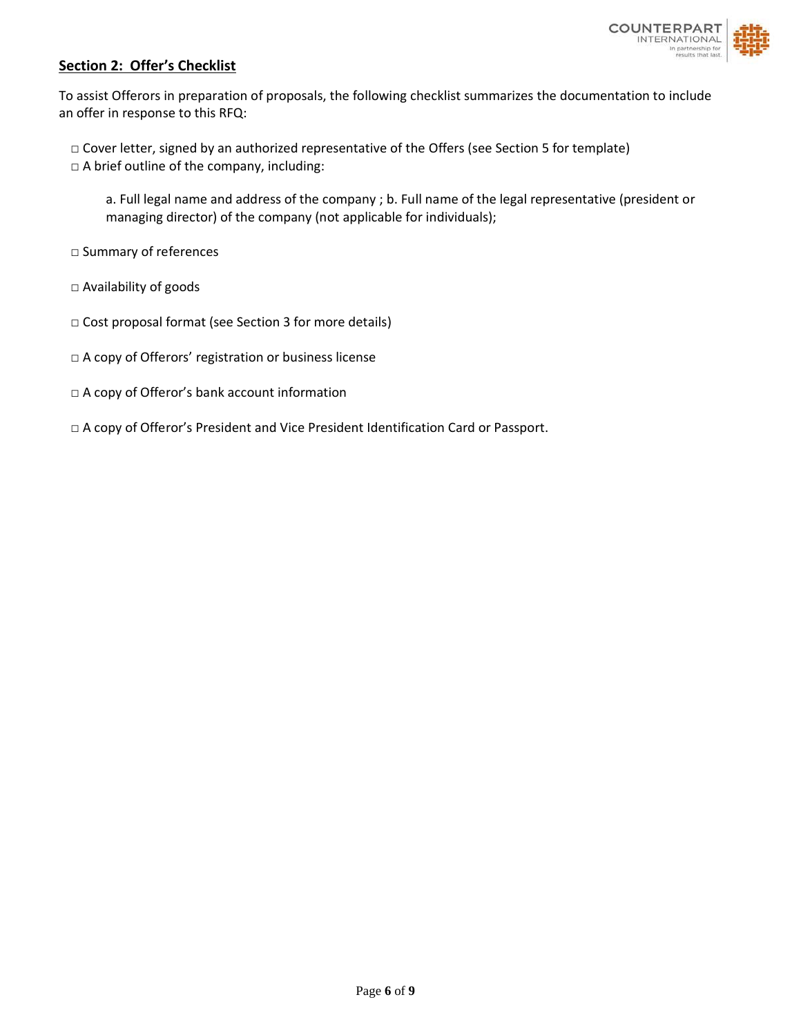## Section 2: Offer's Checklist

To assist Offerors in preparation of proposals, the following checklist summarizes the documentation to include an offer in response to this RFQ:

□ Cover letter, signed by an authorized representative of the Offers (see Section 5 for template)
□ A brief outline of the company, including:

> a. Full legal name and address of the company ; b. Full name of the legal representative (president or managing director) of the company (not applicable for individuals);

□ Summary of references

□ Availability of goods

□ Cost proposal format (see Section 3 for more details)

□ A copy of Offerors' registration or business license

□ A copy of Offeror's bank account information

□ A copy of Offeror's President and Vice President Identification Card or Passport.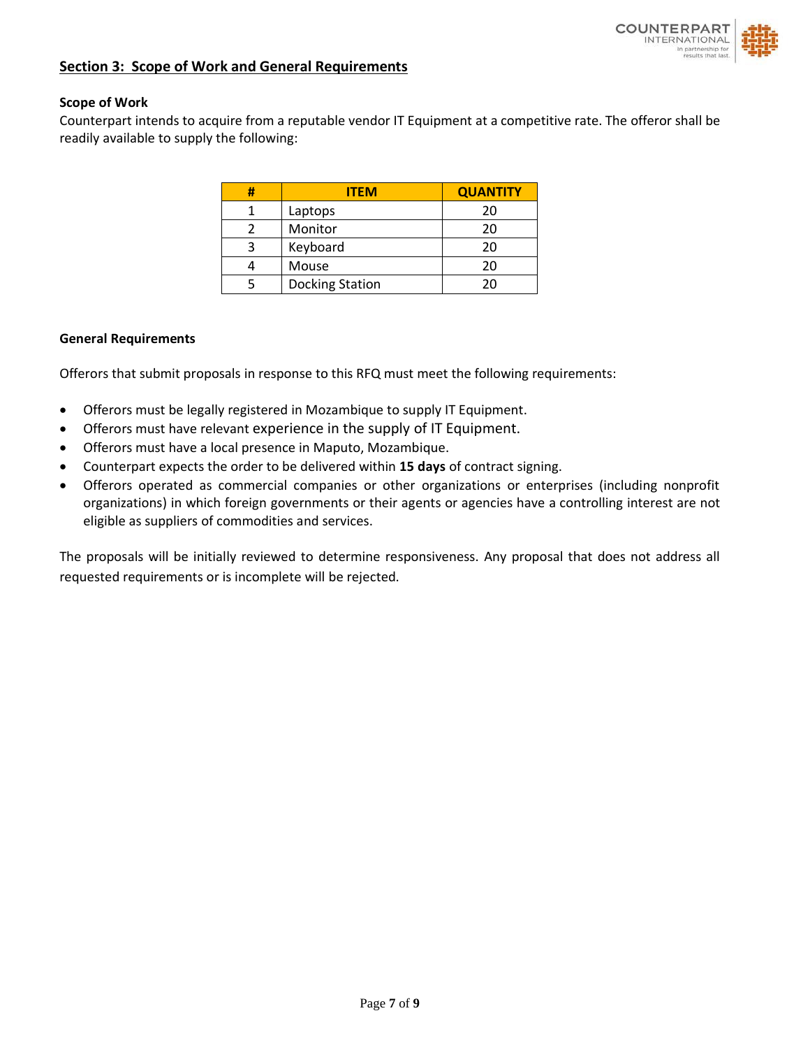## Section 3: Scope of Work and General Requirements

**Scope of Work**

Counterpart intends to acquire from a reputable vendor IT Equipment at a competitive rate. The offeror shall be readily available to supply the following:

| # | ITEM | QUANTITY |
|---|---|---|
| 1 | Laptops | 20 |
| 2 | Monitor | 20 |
| 3 | Keyboard | 20 |
| 4 | Mouse | 20 |
| 5 | Docking Station | 20 |

**General Requirements**

Offerors that submit proposals in response to this RFQ must meet the following requirements:

- Offerors must be legally registered in Mozambique to supply IT Equipment.
- Offerors must have relevant experience in the supply of IT Equipment.
- Offerors must have a local presence in Maputo, Mozambique.
- Counterpart expects the order to be delivered within **15 days** of contract signing.
- Offerors operated as commercial companies or other organizations or enterprises (including nonprofit organizations) in which foreign governments or their agents or agencies have a controlling interest are not eligible as suppliers of commodities and services.

The proposals will be initially reviewed to determine responsiveness. Any proposal that does not address all requested requirements or is incomplete will be rejected.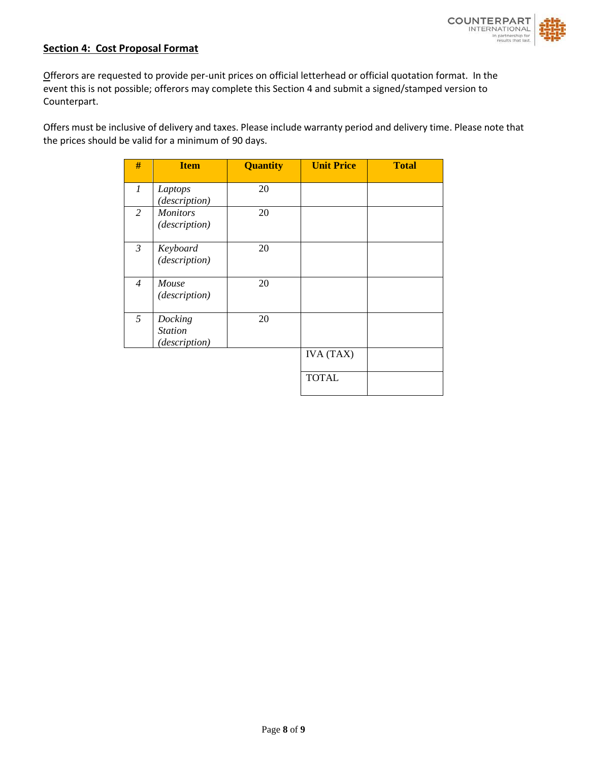**Section 4: Cost Proposal Format**

Offerors are requested to provide per-unit prices on official letterhead or official quotation format. In the event this is not possible; offerors may complete this Section 4 and submit a signed/stamped version to Counterpart.

Offers must be inclusive of delivery and taxes. Please include warranty period and delivery time. Please note that the prices should be valid for a minimum of 90 days.

| # | Item | Quantity | Unit Price | Total |
|---|---|---|---|---|
| *1* | *Laptops (description)* | 20 | | |
| *2* | *Monitors (description)* | 20 | | |
| *3* | *Keyboard (description)* | 20 | | |
| *4* | *Mouse (description)* | 20 | | |
| *5* | *Docking Station (description)* | 20 | | |
| | | | IVA (TAX) | |
| | | | TOTAL | |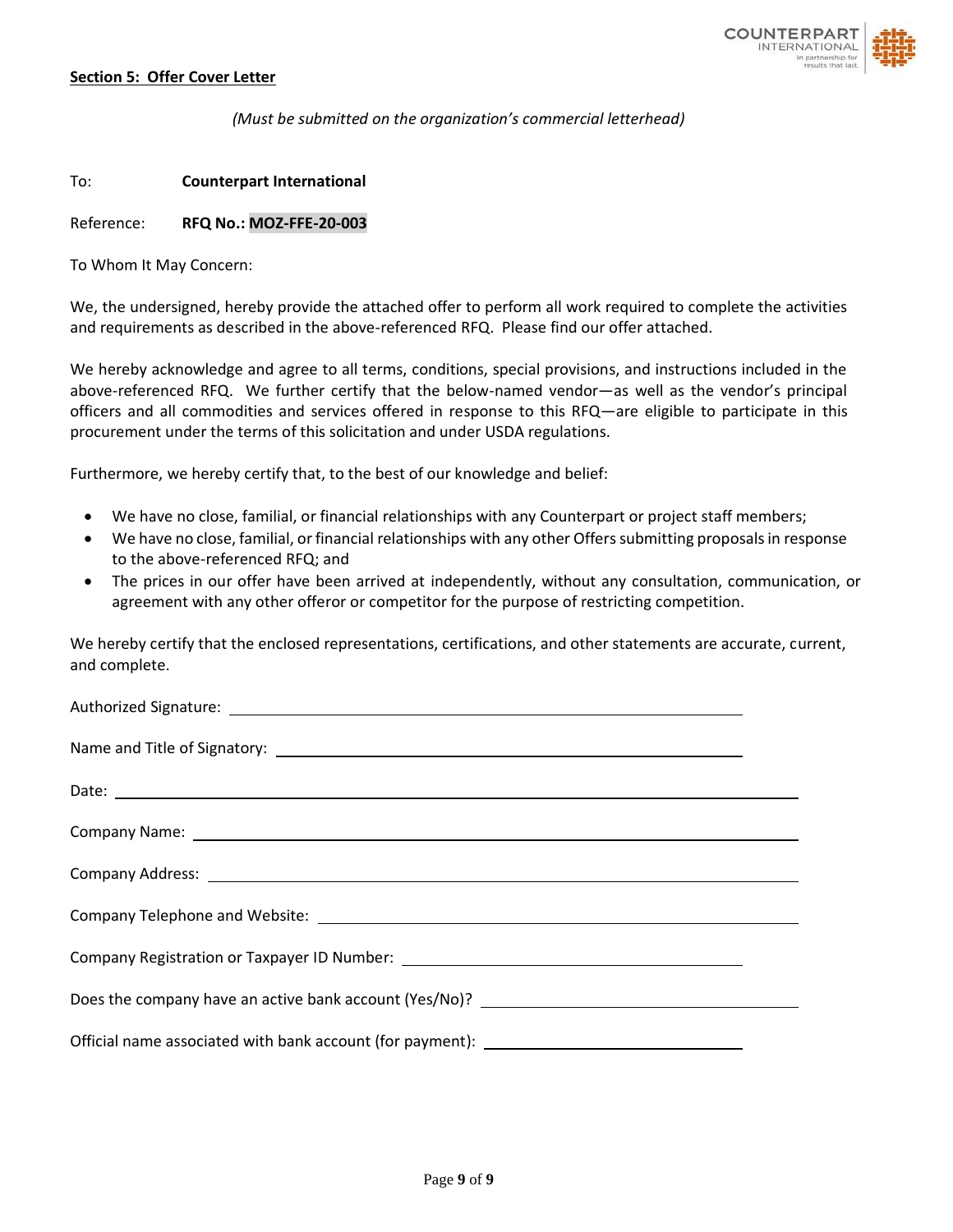**Section 5: Offer Cover Letter**

*(Must be submitted on the organization's commercial letterhead)*

To: **Counterpart International**

Reference: **RFQ No.: MOZ-FFE-20-003**

To Whom It May Concern:

We, the undersigned, hereby provide the attached offer to perform all work required to complete the activities and requirements as described in the above-referenced RFQ. Please find our offer attached.

We hereby acknowledge and agree to all terms, conditions, special provisions, and instructions included in the above-referenced RFQ. We further certify that the below-named vendor—as well as the vendor's principal officers and all commodities and services offered in response to this RFQ—are eligible to participate in this procurement under the terms of this solicitation and under USDA regulations.

Furthermore, we hereby certify that, to the best of our knowledge and belief:

- We have no close, familial, or financial relationships with any Counterpart or project staff members;
- We have no close, familial, or financial relationships with any other Offers submitting proposals in response to the above-referenced RFQ; and
- The prices in our offer have been arrived at independently, without any consultation, communication, or agreement with any other offeror or competitor for the purpose of restricting competition.

We hereby certify that the enclosed representations, certifications, and other statements are accurate, current, and complete.

Authorized Signature: ______________________________

Name and Title of Signatory: ______________________________

Date: ______________________________

Company Name: ______________________________

Company Address: ______________________________

Company Telephone and Website: ______________________________

Company Registration or Taxpayer ID Number: ______________________________

Does the company have an active bank account (Yes/No)? ______________________________

Official name associated with bank account (for payment): ______________________________